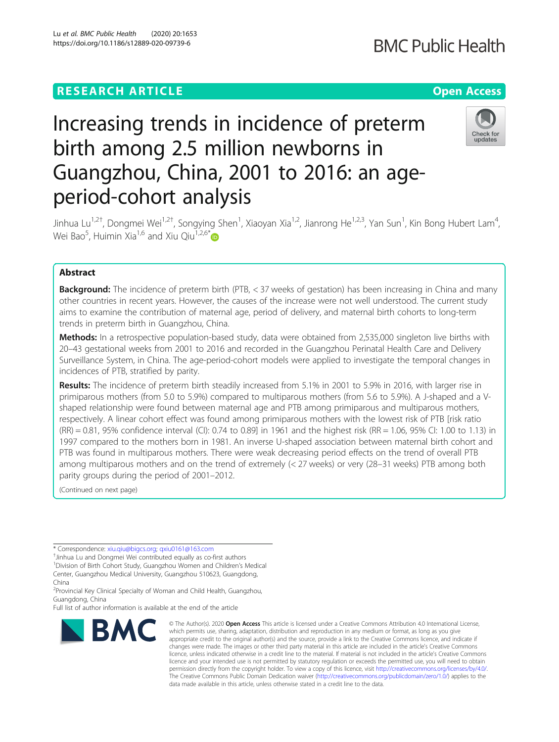RESEARCH ARTICLE

Open Access

# Increasing trends in incidence of preterm birth among 2.5 million newborns in Guangzhou, China, 2001 to 2016: an age-period-cohort analysis

Jinhua Lu[1,2†], Dongmei Wei[1,2†], Songying Shen[1], Xiaoyan Xia[1,2], Jianrong He[1,2,3], Yan Sun[1], Kin Bong Hubert Lam[4], Wei Bao[5], Huimin Xia[1,6] and Xiu Qiu[1,2,6*]

## Abstract

**Background:** The incidence of preterm birth (PTB, < 37 weeks of gestation) has been increasing in China and many other countries in recent years. However, the causes of the increase were not well understood. The current study aims to examine the contribution of maternal age, period of delivery, and maternal birth cohorts to long-term trends in preterm birth in Guangzhou, China.

**Methods:** In a retrospective population-based study, data were obtained from 2,535,000 singleton live births with 20–43 gestational weeks from 2001 to 2016 and recorded in the Guangzhou Perinatal Health Care and Delivery Surveillance System, in China. The age-period-cohort models were applied to investigate the temporal changes in incidences of PTB, stratified by parity.

**Results:** The incidence of preterm birth steadily increased from 5.1% in 2001 to 5.9% in 2016, with larger rise in primiparous mothers (from 5.0 to 5.9%) compared to multiparous mothers (from 5.6 to 5.9%). A J-shaped and a V-shaped relationship were found between maternal age and PTB among primiparous and multiparous mothers, respectively. A linear cohort effect was found among primiparous mothers with the lowest risk of PTB [risk ratio (RR) = 0.81, 95% confidence interval (CI): 0.74 to 0.89] in 1961 and the highest risk (RR = 1.06, 95% CI: 1.00 to 1.13) in 1997 compared to the mothers born in 1981. An inverse U-shaped association between maternal birth cohort and PTB was found in multiparous mothers. There were weak decreasing period effects on the trend of overall PTB among multiparous mothers and on the trend of extremely (< 27 weeks) or very (28–31 weeks) PTB among both parity groups during the period of 2001–2012.

(Continued on next page)

---

* Correspondence: xiu.qiu@bigcs.org; qxiu0161@163.com

†Jinhua Lu and Dongmei Wei contributed equally as co-first authors

[1]Division of Birth Cohort Study, Guangzhou Women and Children's Medical Center, Guangzhou Medical University, Guangzhou 510623, Guangdong, China

[2]Provincial Key Clinical Specialty of Woman and Child Health, Guangzhou, Guangdong, China

Full list of author information is available at the end of the article

© The Author(s). 2020 **Open Access** This article is licensed under a Creative Commons Attribution 4.0 International License, which permits use, sharing, adaptation, distribution and reproduction in any medium or format, as long as you give appropriate credit to the original author(s) and the source, provide a link to the Creative Commons licence, and indicate if changes were made. The images or other third party material in this article are included in the article's Creative Commons licence, unless indicated otherwise in a credit line to the material. If material is not included in the article's Creative Commons licence and your intended use is not permitted by statutory regulation or exceeds the permitted use, you will need to obtain permission directly from the copyright holder. To view a copy of this licence, visit http://creativecommons.org/licenses/by/4.0/. The Creative Commons Public Domain Dedication waiver (http://creativecommons.org/publicdomain/zero/1.0/) applies to the data made available in this article, unless otherwise stated in a credit line to the data.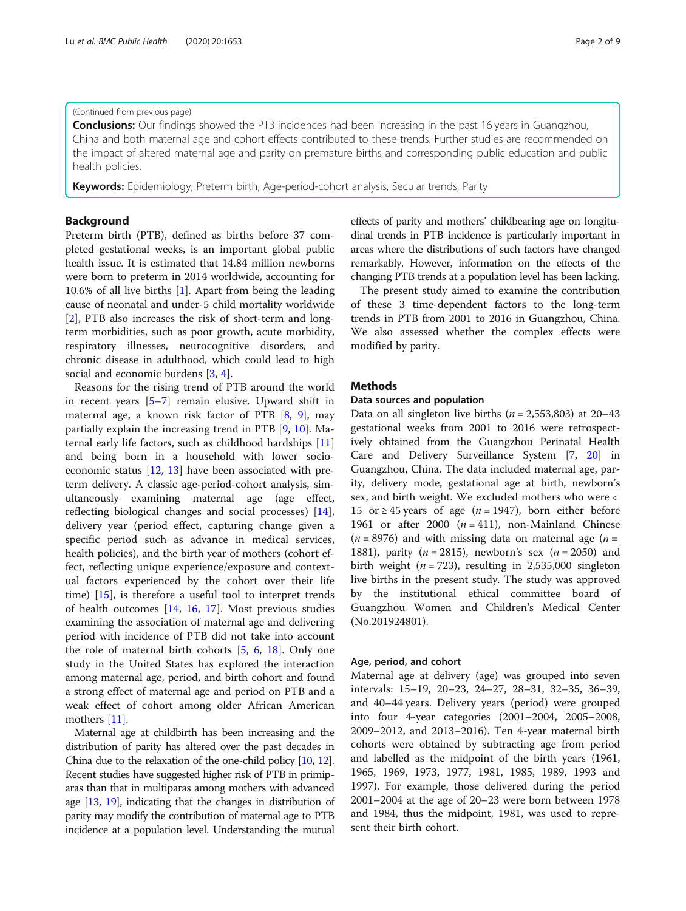(Continued from previous page)

**Conclusions:** Our findings showed the PTB incidences had been increasing in the past 16 years in Guangzhou, China and both maternal age and cohort effects contributed to these trends. Further studies are recommended on the impact of altered maternal age and parity on premature births and corresponding public education and public health policies.

**Keywords:** Epidemiology, Preterm birth, Age-period-cohort analysis, Secular trends, Parity

## Background

Preterm birth (PTB), defined as births before 37 completed gestational weeks, is an important global public health issue. It is estimated that 14.84 million newborns were born to preterm in 2014 worldwide, accounting for 10.6% of all live births [1]. Apart from being the leading cause of neonatal and under-5 child mortality worldwide [2], PTB also increases the risk of short-term and long-term morbidities, such as poor growth, acute morbidity, respiratory illnesses, neurocognitive disorders, and chronic disease in adulthood, which could lead to high social and economic burdens [3, 4].

Reasons for the rising trend of PTB around the world in recent years [5–7] remain elusive. Upward shift in maternal age, a known risk factor of PTB [8, 9], may partially explain the increasing trend in PTB [9, 10]. Maternal early life factors, such as childhood hardships [11] and being born in a household with lower socioeconomic status [12, 13] have been associated with preterm delivery. A classic age-period-cohort analysis, simultaneously examining maternal age (age effect, reflecting biological changes and social processes) [14], delivery year (period effect, capturing change given a specific period such as advance in medical services, health policies), and the birth year of mothers (cohort effect, reflecting unique experience/exposure and contextual factors experienced by the cohort over their life time) [15], is therefore a useful tool to interpret trends of health outcomes [14, 16, 17]. Most previous studies examining the association of maternal age and delivering period with incidence of PTB did not take into account the role of maternal birth cohorts [5, 6, 18]. Only one study in the United States has explored the interaction among maternal age, period, and birth cohort and found a strong effect of maternal age and period on PTB and a weak effect of cohort among older African American mothers [11].

Maternal age at childbirth has been increasing and the distribution of parity has altered over the past decades in China due to the relaxation of the one-child policy [10, 12]. Recent studies have suggested higher risk of PTB in primiparas than that in multiparas among mothers with advanced age [13, 19], indicating that the changes in distribution of parity may modify the contribution of maternal age to PTB incidence at a population level. Understanding the mutual effects of parity and mothers' childbearing age on longitudinal trends in PTB incidence is particularly important in areas where the distributions of such factors have changed remarkably. However, information on the effects of the changing PTB trends at a population level has been lacking.

The present study aimed to examine the contribution of these 3 time-dependent factors to the long-term trends in PTB from 2001 to 2016 in Guangzhou, China. We also assessed whether the complex effects were modified by parity.

## Methods

### Data sources and population

Data on all singleton live births ($n = 2{,}553{,}803$) at 20–43 gestational weeks from 2001 to 2016 were retrospectively obtained from the Guangzhou Perinatal Health Care and Delivery Surveillance System [7, 20] in Guangzhou, China. The data included maternal age, parity, delivery mode, gestational age at birth, newborn's sex, and birth weight. We excluded mothers who were < 15 or ≥ 45 years of age ($n = 1947$), born either before 1961 or after 2000 ($n = 411$), non-Mainland Chinese ($n = 8976$) and with missing data on maternal age ($n = 1881$), parity ($n = 2815$), newborn's sex ($n = 2050$) and birth weight ($n = 723$), resulting in 2,535,000 singleton live births in the present study. The study was approved by the institutional ethical committee board of Guangzhou Women and Children's Medical Center (No.201924801).

### Age, period, and cohort

Maternal age at delivery (age) was grouped into seven intervals: 15–19, 20–23, 24–27, 28–31, 32–35, 36–39, and 40–44 years. Delivery years (period) were grouped into four 4-year categories (2001–2004, 2005–2008, 2009–2012, and 2013–2016). Ten 4-year maternal birth cohorts were obtained by subtracting age from period and labelled as the midpoint of the birth years (1961, 1965, 1969, 1973, 1977, 1981, 1985, 1989, 1993 and 1997). For example, those delivered during the period 2001–2004 at the age of 20–23 were born between 1978 and 1984, thus the midpoint, 1981, was used to represent their birth cohort.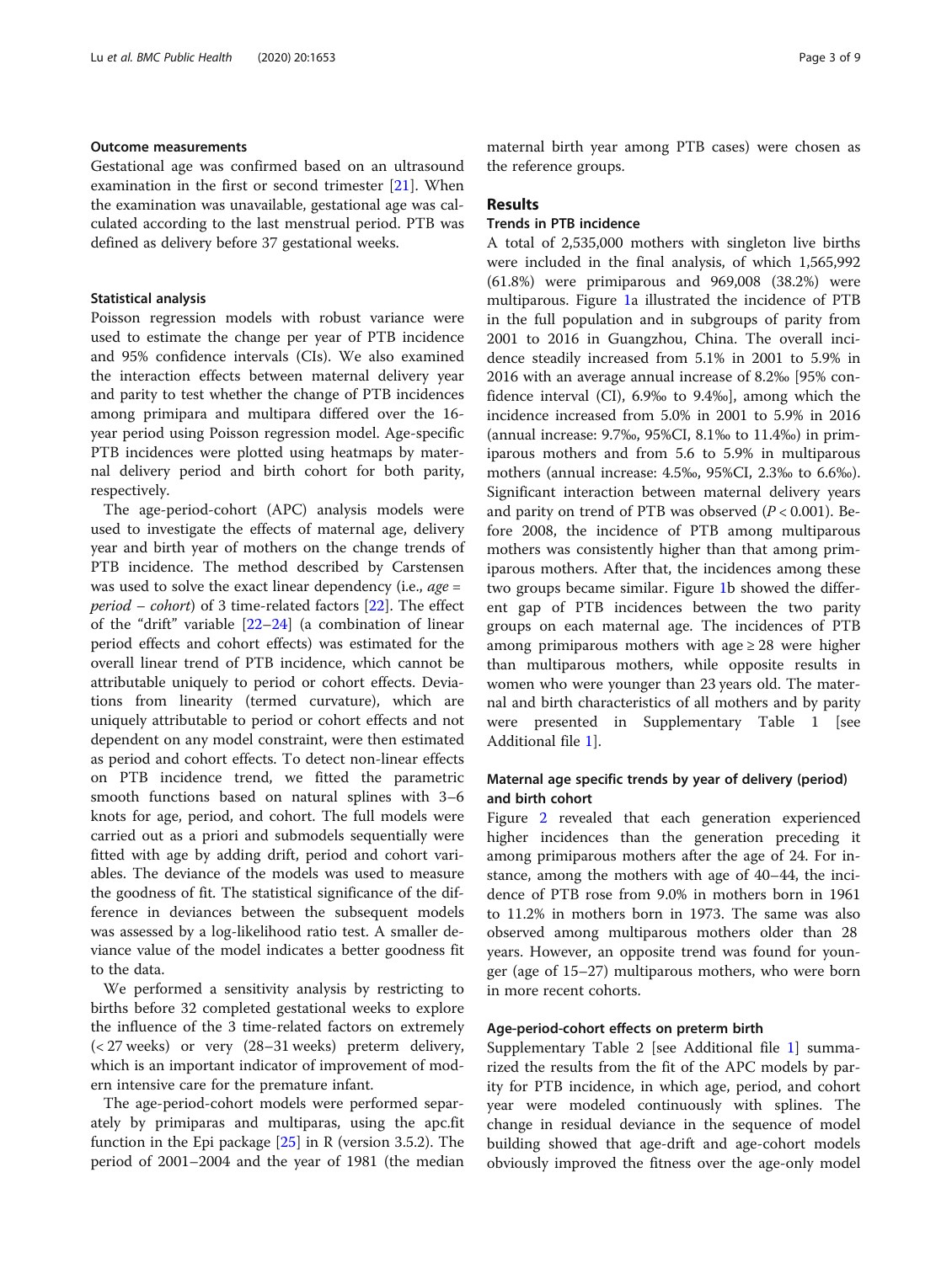#### Outcome measurements

Gestational age was confirmed based on an ultrasound examination in the first or second trimester [21]. When the examination was unavailable, gestational age was calculated according to the last menstrual period. PTB was defined as delivery before 37 gestational weeks.

#### Statistical analysis

Poisson regression models with robust variance were used to estimate the change per year of PTB incidence and 95% confidence intervals (CIs). We also examined the interaction effects between maternal delivery year and parity to test whether the change of PTB incidences among primipara and multipara differed over the 16-year period using Poisson regression model. Age-specific PTB incidences were plotted using heatmaps by maternal delivery period and birth cohort for both parity, respectively.

The age-period-cohort (APC) analysis models were used to investigate the effects of maternal age, delivery year and birth year of mothers on the change trends of PTB incidence. The method described by Carstensen was used to solve the exact linear dependency (i.e., *age = period – cohort*) of 3 time-related factors [22]. The effect of the "drift" variable [22–24] (a combination of linear period effects and cohort effects) was estimated for the overall linear trend of PTB incidence, which cannot be attributable uniquely to period or cohort effects. Deviations from linearity (termed curvature), which are uniquely attributable to period or cohort effects and not dependent on any model constraint, were then estimated as period and cohort effects. To detect non-linear effects on PTB incidence trend, we fitted the parametric smooth functions based on natural splines with 3–6 knots for age, period, and cohort. The full models were carried out as a priori and submodels sequentially were fitted with age by adding drift, period and cohort variables. The deviance of the models was used to measure the goodness of fit. The statistical significance of the difference in deviances between the subsequent models was assessed by a log-likelihood ratio test. A smaller deviance value of the model indicates a better goodness fit to the data.

We performed a sensitivity analysis by restricting to births before 32 completed gestational weeks to explore the influence of the 3 time-related factors on extremely (< 27 weeks) or very (28–31 weeks) preterm delivery, which is an important indicator of improvement of modern intensive care for the premature infant.

The age-period-cohort models were performed separately by primiparas and multiparas, using the apc.fit function in the Epi package [25] in R (version 3.5.2). The period of 2001–2004 and the year of 1981 (the median maternal birth year among PTB cases) were chosen as the reference groups.

## Results

### Trends in PTB incidence

A total of 2,535,000 mothers with singleton live births were included in the final analysis, of which 1,565,992 (61.8%) were primiparous and 969,008 (38.2%) were multiparous. Figure 1a illustrated the incidence of PTB in the full population and in subgroups of parity from 2001 to 2016 in Guangzhou, China. The overall incidence steadily increased from 5.1% in 2001 to 5.9% in 2016 with an average annual increase of 8.2‰ [95% confidence interval (CI), 6.9‰ to 9.4‰], among which the incidence increased from 5.0% in 2001 to 5.9% in 2016 (annual increase: 9.7‰, 95%CI, 8.1‰ to 11.4‰) in primiparous mothers and from 5.6 to 5.9% in multiparous mothers (annual increase: 4.5‰, 95%CI, 2.3‰ to 6.6‰). Significant interaction between maternal delivery years and parity on trend of PTB was observed ($P < 0.001$). Before 2008, the incidence of PTB among multiparous mothers was consistently higher than that among primiparous mothers. After that, the incidences among these two groups became similar. Figure 1b showed the different gap of PTB incidences between the two parity groups on each maternal age. The incidences of PTB among primiparous mothers with age ≥ 28 were higher than multiparous mothers, while opposite results in women who were younger than 23 years old. The maternal and birth characteristics of all mothers and by parity were presented in Supplementary Table 1 [see Additional file 1].

### Maternal age specific trends by year of delivery (period) and birth cohort

Figure 2 revealed that each generation experienced higher incidences than the generation preceding it among primiparous mothers after the age of 24. For instance, among the mothers with age of 40–44, the incidence of PTB rose from 9.0% in mothers born in 1961 to 11.2% in mothers born in 1973. The same was also observed among multiparous mothers older than 28 years. However, an opposite trend was found for younger (age of 15–27) multiparous mothers, who were born in more recent cohorts.

### Age-period-cohort effects on preterm birth

Supplementary Table 2 [see Additional file 1] summarized the results from the fit of the APC models by parity for PTB incidence, in which age, period, and cohort year were modeled continuously with splines. The change in residual deviance in the sequence of model building showed that age-drift and age-cohort models obviously improved the fitness over the age-only model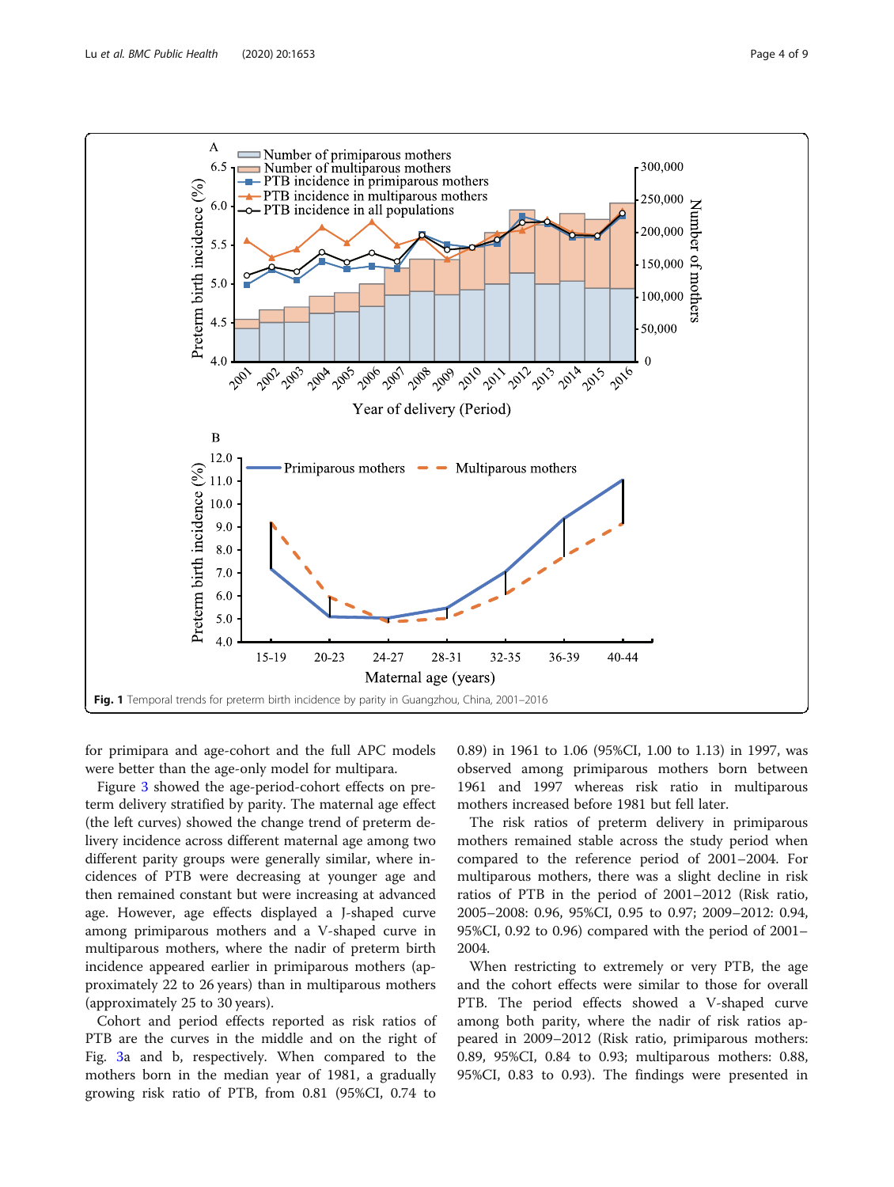Fig. 1 Temporal trends for preterm birth incidence by parity in Guangzhou, China, 2001–2016

for primipara and age-cohort and the full APC models were better than the age-only model for multipara.

Figure 3 showed the age-period-cohort effects on preterm delivery stratified by parity. The maternal age effect (the left curves) showed the change trend of preterm delivery incidence across different maternal age among two different parity groups were generally similar, where incidences of PTB were decreasing at younger age and then remained constant but were increasing at advanced age. However, age effects displayed a J-shaped curve among primiparous mothers and a V-shaped curve in multiparous mothers, where the nadir of preterm birth incidence appeared earlier in primiparous mothers (approximately 22 to 26 years) than in multiparous mothers (approximately 25 to 30 years).

Cohort and period effects reported as risk ratios of PTB are the curves in the middle and on the right of Fig. 3a and b, respectively. When compared to the mothers born in the median year of 1981, a gradually growing risk ratio of PTB, from 0.81 (95%CI, 0.74 to 0.89) in 1961 to 1.06 (95%CI, 1.00 to 1.13) in 1997, was observed among primiparous mothers born between 1961 and 1997 whereas risk ratio in multiparous mothers increased before 1981 but fell later.

The risk ratios of preterm delivery in primiparous mothers remained stable across the study period when compared to the reference period of 2001–2004. For multiparous mothers, there was a slight decline in risk ratios of PTB in the period of 2001–2012 (Risk ratio, 2005–2008: 0.96, 95%CI, 0.95 to 0.97; 2009–2012: 0.94, 95%CI, 0.92 to 0.96) compared with the period of 2001–2004.

When restricting to extremely or very PTB, the age and the cohort effects were similar to those for overall PTB. The period effects showed a V-shaped curve among both parity, where the nadir of risk ratios appeared in 2009–2012 (Risk ratio, primiparous mothers: 0.89, 95%CI, 0.84 to 0.93; multiparous mothers: 0.88, 95%CI, 0.83 to 0.93). The findings were presented in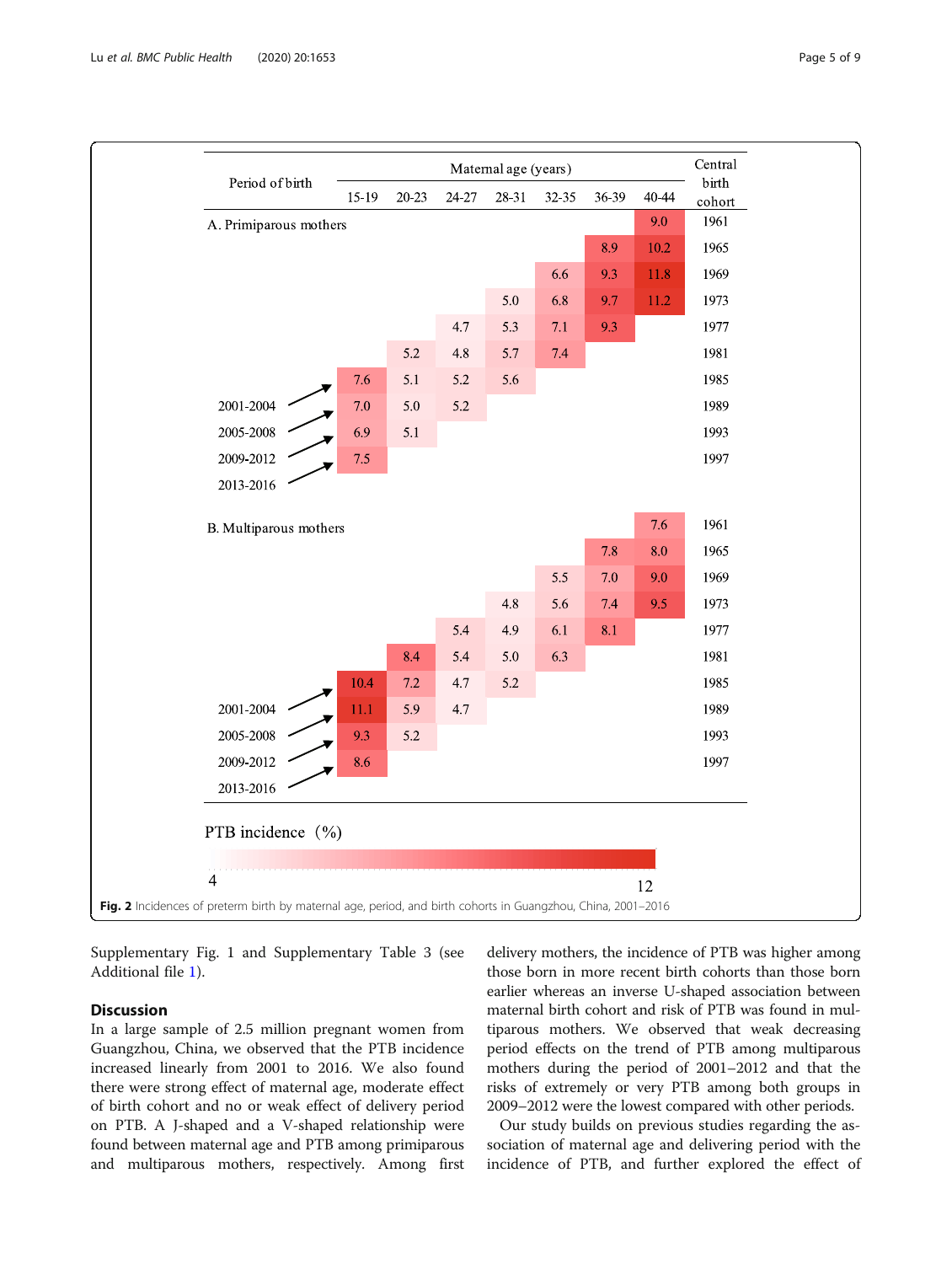| Period of birth | Maternal age (years) | | | | | | | Central birth cohort |
|---|---|---|---|---|---|---|---|---|
| | 15-19 | 20-23 | 24-27 | 28-31 | 32-35 | 36-39 | 40-44 | |
| **A. Primiparous mothers** | | | | | | | 9.0 | 1961 |
| | | | | | | 8.9 | 10.2 | 1965 |
| | | | | | 6.6 | 9.3 | 11.8 | 1969 |
| | | | | 5.0 | 6.8 | 9.7 | 11.2 | 1973 |
| | | | 4.7 | 5.3 | 7.1 | 9.3 | | 1977 |
| | | 5.2 | 4.8 | 5.7 | 7.4 | | | 1981 |
| | 7.6 | 5.1 | 5.2 | 5.6 | | | | 1985 |
| 2001-2004 | 7.0 | 5.0 | 5.2 | | | | | 1989 |
| 2005-2008 | 6.9 | 5.1 | | | | | | 1993 |
| 2009-2012 | 7.5 | | | | | | | 1997 |
| 2013-2016 | | | | | | | | |
| **B. Multiparous mothers** | | | | | | | 7.6 | 1961 |
| | | | | | | 7.8 | 8.0 | 1965 |
| | | | | | 5.5 | 7.0 | 9.0 | 1969 |
| | | | | 4.8 | 5.6 | 7.4 | 9.5 | 1973 |
| | | | 5.4 | 4.9 | 6.1 | 8.1 | | 1977 |
| | | 8.4 | 5.4 | 5.0 | 6.3 | | | 1981 |
| | 10.4 | 7.2 | 4.7 | 5.2 | | | | 1985 |
| 2001-2004 | 11.1 | 5.9 | 4.7 | | | | | 1989 |
| 2005-2008 | 9.3 | 5.2 | | | | | | 1993 |
| 2009-2012 | 8.6 | | | | | | | 1997 |
| 2013-2016 | | | | | | | | |

PTB incidence (%) 4 – 12

**Fig. 2** Incidences of preterm birth by maternal age, period, and birth cohorts in Guangzhou, China, 2001–2016

Supplementary Fig. 1 and Supplementary Table 3 (see Additional file 1).

## Discussion

In a large sample of 2.5 million pregnant women from Guangzhou, China, we observed that the PTB incidence increased linearly from 2001 to 2016. We also found there were strong effect of maternal age, moderate effect of birth cohort and no or weak effect of delivery period on PTB. A J-shaped and a V-shaped relationship were found between maternal age and PTB among primiparous and multiparous mothers, respectively. Among first delivery mothers, the incidence of PTB was higher among those born in more recent birth cohorts than those born earlier whereas an inverse U-shaped association between maternal birth cohort and risk of PTB was found in multiparous mothers. We observed that weak decreasing period effects on the trend of PTB among multiparous mothers during the period of 2001–2012 and that the risks of extremely or very PTB among both groups in 2009–2012 were the lowest compared with other periods.

Our study builds on previous studies regarding the association of maternal age and delivering period with the incidence of PTB, and further explored the effect of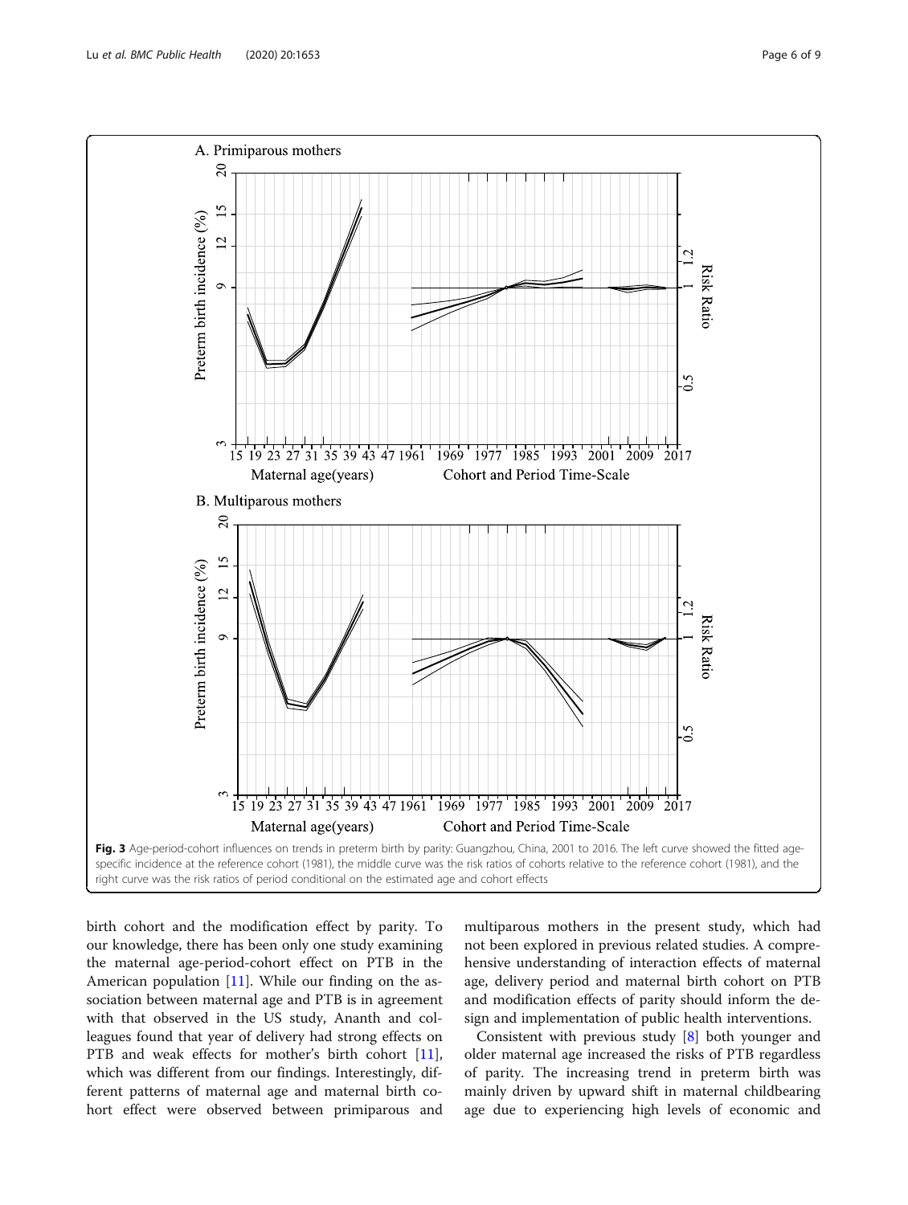Fig. 3 Age-period-cohort influences on trends in preterm birth by parity: Guangzhou, China, 2001 to 2016. The left curve showed the fitted age-specific incidence at the reference cohort (1981), the middle curve was the risk ratios of cohorts relative to the reference cohort (1981), and the right curve was the risk ratios of period conditional on the estimated age and cohort effects

birth cohort and the modification effect by parity. To our knowledge, there has been only one study examining the maternal age-period-cohort effect on PTB in the American population [11]. While our finding on the association between maternal age and PTB is in agreement with that observed in the US study, Ananth and colleagues found that year of delivery had strong effects on PTB and weak effects for mother's birth cohort [11], which was different from our findings. Interestingly, different patterns of maternal age and maternal birth cohort effect were observed between primiparous and multiparous mothers in the present study, which had not been explored in previous related studies. A comprehensive understanding of interaction effects of maternal age, delivery period and maternal birth cohort on PTB and modification effects of parity should inform the design and implementation of public health interventions.

Consistent with previous study [8] both younger and older maternal age increased the risks of PTB regardless of parity. The increasing trend in preterm birth was mainly driven by upward shift in maternal childbearing age due to experiencing high levels of economic and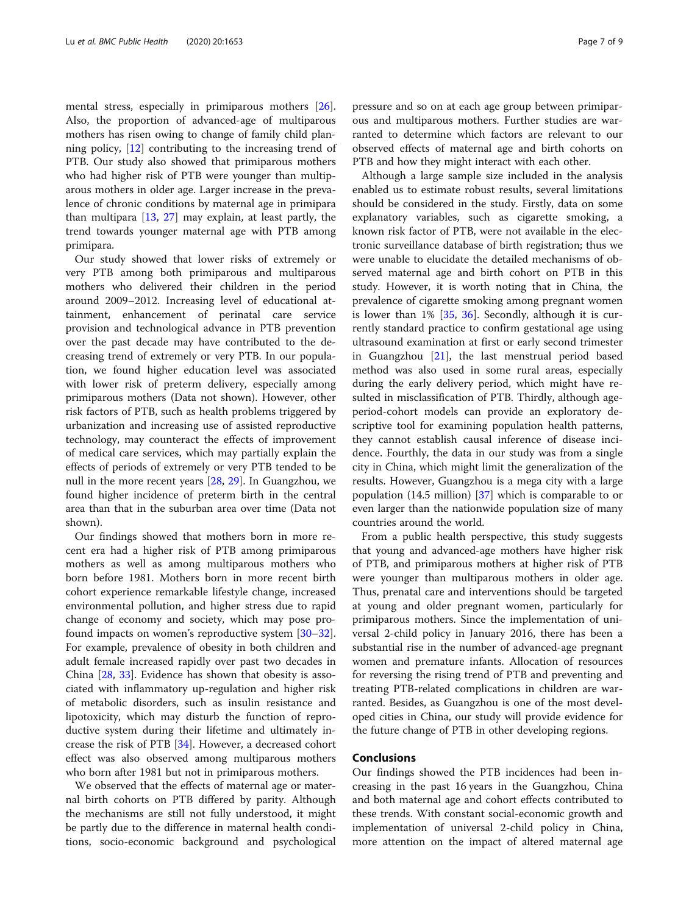mental stress, especially in primiparous mothers [26]. Also, the proportion of advanced-age of multiparous mothers has risen owing to change of family child planning policy, [12] contributing to the increasing trend of PTB. Our study also showed that primiparous mothers who had higher risk of PTB were younger than multiparous mothers in older age. Larger increase in the prevalence of chronic conditions by maternal age in primipara than multipara [13, 27] may explain, at least partly, the trend towards younger maternal age with PTB among primipara.

Our study showed that lower risks of extremely or very PTB among both primiparous and multiparous mothers who delivered their children in the period around 2009–2012. Increasing level of educational attainment, enhancement of perinatal care service provision and technological advance in PTB prevention over the past decade may have contributed to the decreasing trend of extremely or very PTB. In our population, we found higher education level was associated with lower risk of preterm delivery, especially among primiparous mothers (Data not shown). However, other risk factors of PTB, such as health problems triggered by urbanization and increasing use of assisted reproductive technology, may counteract the effects of improvement of medical care services, which may partially explain the effects of periods of extremely or very PTB tended to be null in the more recent years [28, 29]. In Guangzhou, we found higher incidence of preterm birth in the central area than that in the suburban area over time (Data not shown).

Our findings showed that mothers born in more recent era had a higher risk of PTB among primiparous mothers as well as among multiparous mothers who born before 1981. Mothers born in more recent birth cohort experience remarkable lifestyle change, increased environmental pollution, and higher stress due to rapid change of economy and society, which may pose profound impacts on women's reproductive system [30–32]. For example, prevalence of obesity in both children and adult female increased rapidly over past two decades in China [28, 33]. Evidence has shown that obesity is associated with inflammatory up-regulation and higher risk of metabolic disorders, such as insulin resistance and lipotoxicity, which may disturb the function of reproductive system during their lifetime and ultimately increase the risk of PTB [34]. However, a decreased cohort effect was also observed among multiparous mothers who born after 1981 but not in primiparous mothers.

We observed that the effects of maternal age or maternal birth cohorts on PTB differed by parity. Although the mechanisms are still not fully understood, it might be partly due to the difference in maternal health conditions, socio-economic background and psychological pressure and so on at each age group between primiparous and multiparous mothers. Further studies are warranted to determine which factors are relevant to our observed effects of maternal age and birth cohorts on PTB and how they might interact with each other.

Although a large sample size included in the analysis enabled us to estimate robust results, several limitations should be considered in the study. Firstly, data on some explanatory variables, such as cigarette smoking, a known risk factor of PTB, were not available in the electronic surveillance database of birth registration; thus we were unable to elucidate the detailed mechanisms of observed maternal age and birth cohort on PTB in this study. However, it is worth noting that in China, the prevalence of cigarette smoking among pregnant women is lower than 1% [35, 36]. Secondly, although it is currently standard practice to confirm gestational age using ultrasound examination at first or early second trimester in Guangzhou [21], the last menstrual period based method was also used in some rural areas, especially during the early delivery period, which might have resulted in misclassification of PTB. Thirdly, although age-period-cohort models can provide an exploratory descriptive tool for examining population health patterns, they cannot establish causal inference of disease incidence. Fourthly, the data in our study was from a single city in China, which might limit the generalization of the results. However, Guangzhou is a mega city with a large population (14.5 million) [37] which is comparable to or even larger than the nationwide population size of many countries around the world.

From a public health perspective, this study suggests that young and advanced-age mothers have higher risk of PTB, and primiparous mothers at higher risk of PTB were younger than multiparous mothers in older age. Thus, prenatal care and interventions should be targeted at young and older pregnant women, particularly for primiparous mothers. Since the implementation of universal 2-child policy in January 2016, there has been a substantial rise in the number of advanced-age pregnant women and premature infants. Allocation of resources for reversing the rising trend of PTB and preventing and treating PTB-related complications in children are warranted. Besides, as Guangzhou is one of the most developed cities in China, our study will provide evidence for the future change of PTB in other developing regions.

## Conclusions

Our findings showed the PTB incidences had been increasing in the past 16 years in the Guangzhou, China and both maternal age and cohort effects contributed to these trends. With constant social-economic growth and implementation of universal 2-child policy in China, more attention on the impact of altered maternal age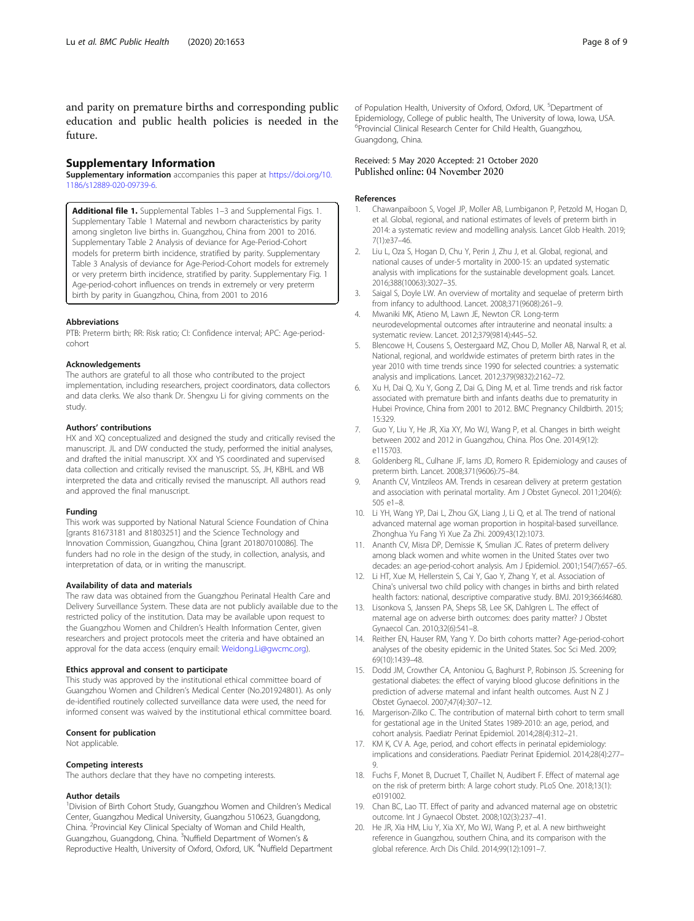and parity on premature births and corresponding public education and public health policies is needed in the future.

## Supplementary Information

**Supplementary information** accompanies this paper at https://doi.org/10.1186/s12889-020-09739-6.

**Additional file 1.** Supplemental Tables 1–3 and Supplemental Figs. 1. Supplementary Table 1 Maternal and newborn characteristics by parity among singleton live births in. Guangzhou, China from 2001 to 2016. Supplementary Table 2 Analysis of deviance for Age-Period-Cohort models for preterm birth incidence, stratified by parity. Supplementary Table 3 Analysis of deviance for Age-Period-Cohort models for extremely or very preterm birth incidence, stratified by parity. Supplementary Fig. 1 Age-period-cohort influences on trends in extremely or very preterm birth by parity in Guangzhou, China, from 2001 to 2016

### Abbreviations

PTB: Preterm birth; RR: Risk ratio; CI: Confidence interval; APC: Age-period-cohort

### Acknowledgements

The authors are grateful to all those who contributed to the project implementation, including researchers, project coordinators, data collectors and data clerks. We also thank Dr. Shengxu Li for giving comments on the study.

### Authors' contributions

HX and XQ conceptualized and designed the study and critically revised the manuscript. JL and DW conducted the study, performed the initial analyses, and drafted the initial manuscript. XX and YS coordinated and supervised data collection and critically revised the manuscript. SS, JH, KBHL and WB interpreted the data and critically revised the manuscript. All authors read and approved the final manuscript.

### Funding

This work was supported by National Natural Science Foundation of China [grants 81673181 and 81803251] and the Science Technology and Innovation Commission, Guangzhou, China [grant 201807010086]. The funders had no role in the design of the study, in collection, analysis, and interpretation of data, or in writing the manuscript.

### Availability of data and materials

The raw data was obtained from the Guangzhou Perinatal Health Care and Delivery Surveillance System. These data are not publicly available due to the restricted policy of the institution. Data may be available upon request to the Guangzhou Women and Children's Health Information Center, given researchers and project protocols meet the criteria and have obtained an approval for the data access (enquiry email: Weidong.Li@gwcmc.org).

### Ethics approval and consent to participate

This study was approved by the institutional ethical committee board of Guangzhou Women and Children's Medical Center (No.201924801). As only de-identified routinely collected surveillance data were used, the need for informed consent was waived by the institutional ethical committee board.

### Consent for publication

Not applicable.

### Competing interests

The authors declare that they have no competing interests.

### Author details

[1]Division of Birth Cohort Study, Guangzhou Women and Children's Medical Center, Guangzhou Medical University, Guangzhou 510623, Guangdong, China. [2]Provincial Key Clinical Specialty of Woman and Child Health, Guangzhou, Guangdong, China. [3]Nuffield Department of Women's & Reproductive Health, University of Oxford, Oxford, UK. [4]Nuffield Department of Population Health, University of Oxford, Oxford, UK. [5]Department of Epidemiology, College of public health, The University of Iowa, Iowa, USA. [6]Provincial Clinical Research Center for Child Health, Guangzhou, Guangdong, China.

Received: 5 May 2020 Accepted: 21 October 2020
Published online: 04 November 2020

### References

1. Chawanpaiboon S, Vogel JP, Moller AB, Lumbiganon P, Petzold M, Hogan D, et al. Global, regional, and national estimates of levels of preterm birth in 2014: a systematic review and modelling analysis. Lancet Glob Health. 2019; 7(1):e37–46.
2. Liu L, Oza S, Hogan D, Chu Y, Perin J, Zhu J, et al. Global, regional, and national causes of under-5 mortality in 2000-15: an updated systematic analysis with implications for the sustainable development goals. Lancet. 2016;388(10063):3027–35.
3. Saigal S, Doyle LW. An overview of mortality and sequelae of preterm birth from infancy to adulthood. Lancet. 2008;371(9608):261–9.
4. Mwaniki MK, Atieno M, Lawn JE, Newton CR. Long-term neurodevelopmental outcomes after intrauterine and neonatal insults: a systematic review. Lancet. 2012;379(9814):445–52.
5. Blencowe H, Cousens S, Oestergaard MZ, Chou D, Moller AB, Narwal R, et al. National, regional, and worldwide estimates of preterm birth rates in the year 2010 with time trends since 1990 for selected countries: a systematic analysis and implications. Lancet. 2012;379(9832):2162–72.
6. Xu H, Dai Q, Xu Y, Gong Z, Dai G, Ding M, et al. Time trends and risk factor associated with premature birth and infants deaths due to prematurity in Hubei Province, China from 2001 to 2012. BMC Pregnancy Childbirth. 2015; 15:329.
7. Guo Y, Liu Y, He JR, Xia XY, Mo WJ, Wang P, et al. Changes in birth weight between 2002 and 2012 in Guangzhou, China. Plos One. 2014;9(12): e115703.
8. Goldenberg RL, Culhane JF, Iams JD, Romero R. Epidemiology and causes of preterm birth. Lancet. 2008;371(9606):75–84.
9. Ananth CV, Vintzileos AM. Trends in cesarean delivery at preterm gestation and association with perinatal mortality. Am J Obstet Gynecol. 2011;204(6): 505 e1–8.
10. Li YH, Wang YP, Dai L, Zhou GX, Liang J, Li Q, et al. The trend of national advanced maternal age woman proportion in hospital-based surveillance. Zhonghua Yu Fang Yi Xue Za Zhi. 2009;43(12):1073.
11. Ananth CV, Misra DP, Demissie K, Smulian JC. Rates of preterm delivery among black women and white women in the United States over two decades: an age-period-cohort analysis. Am J Epidemiol. 2001;154(7):657–65.
12. Li HT, Xue M, Hellerstein S, Cai Y, Gao Y, Zhang Y, et al. Association of China's universal two child policy with changes in births and birth related health factors: national, descriptive comparative study. BMJ. 2019;366:l4680.
13. Lisonkova S, Janssen PA, Sheps SB, Lee SK, Dahlgren L. The effect of maternal age on adverse birth outcomes: does parity matter? J Obstet Gynaecol Can. 2010;32(6):541–8.
14. Reither EN, Hauser RM, Yang Y. Do birth cohorts matter? Age-period-cohort analyses of the obesity epidemic in the United States. Soc Sci Med. 2009; 69(10):1439–48.
15. Dodd JM, Crowther CA, Antoniou G, Baghurst P, Robinson JS. Screening for gestational diabetes: the effect of varying blood glucose definitions in the prediction of adverse maternal and infant health outcomes. Aust N Z J Obstet Gynaecol. 2007;47(4):307–12.
16. Margerison-Zilko C. The contribution of maternal birth cohort to term small for gestational age in the United States 1989-2010: an age, period, and cohort analysis. Paediatr Perinat Epidemiol. 2014;28(4):312–21.
17. KM K, CV A. Age, period, and cohort effects in perinatal epidemiology: implications and considerations. Paediatr Perinat Epidemiol. 2014;28(4):277–9.
18. Fuchs F, Monet B, Ducruet T, Chaillet N, Audibert F. Effect of maternal age on the risk of preterm birth: A large cohort study. PLoS One. 2018;13(1): e0191002.
19. Chan BC, Lao TT. Effect of parity and advanced maternal age on obstetric outcome. Int J Gynaecol Obstet. 2008;102(3):237–41.
20. He JR, Xia HM, Liu Y, Xia XY, Mo WJ, Wang P, et al. A new birthweight reference in Guangzhou, southern China, and its comparison with the global reference. Arch Dis Child. 2014;99(12):1091–7.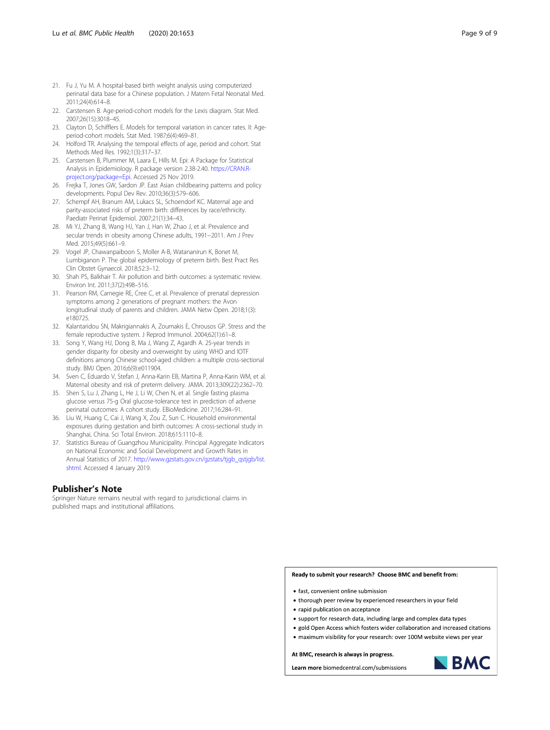21. Fu J, Yu M. A hospital-based birth weight analysis using computerized perinatal data base for a Chinese population. J Matern Fetal Neonatal Med. 2011;24(4):614–8.
22. Carstensen B. Age-period-cohort models for the Lexis diagram. Stat Med. 2007;26(15):3018–45.
23. Clayton D, Schifflers E. Models for temporal variation in cancer rates. II: Age-period-cohort models. Stat Med. 1987;6(4):469–81.
24. Holford TR. Analysing the temporal effects of age, period and cohort. Stat Methods Med Res. 1992;1(3):317–37.
25. Carstensen B, Plummer M, Laara E, Hills M. Epi: A Package for Statistical Analysis in Epidemiology. R package version 2.38-2.40. https://CRAN.R-project.org/package=Epi. Accessed 25 Nov 2019.
26. Frejka T, Jones GW, Sardon JP. East Asian childbearing patterns and policy developments. Popul Dev Rev. 2010;36(3):579–606.
27. Schempf AH, Branum AM, Lukacs SL, Schoendorf KC. Maternal age and parity-associated risks of preterm birth: differences by race/ethnicity. Paediatr Perinat Epidemiol. 2007;21(1):34–43.
28. Mi YJ, Zhang B, Wang HJ, Yan J, Han W, Zhao J, et al. Prevalence and secular trends in obesity among Chinese adults, 1991−2011. Am J Prev Med. 2015;49(5):661–9.
29. Vogel JP, Chawanpaiboon S, Moller A-B, Watananirun K, Bonet M, Lumbiganon P. The global epidemiology of preterm birth. Best Pract Res Clin Obstet Gynaecol. 2018;52:3–12.
30. Shah PS, Balkhair T. Air pollution and birth outcomes: a systematic review. Environ Int. 2011;37(2):498–516.
31. Pearson RM, Carnegie RE, Cree C, et al. Prevalence of prenatal depression symptoms among 2 generations of pregnant mothers: the Avon longitudinal study of parents and children. JAMA Netw Open. 2018;1(3):e180725.
32. Kalantaridou SN, Makrigiannakis A, Zoumakis E, Chrousos GP. Stress and the female reproductive system. J Reprod Immunol. 2004;62(1):61–8.
33. Song Y, Wang HJ, Dong B, Ma J, Wang Z, Agardh A. 25-year trends in gender disparity for obesity and overweight by using WHO and IOTF definitions among Chinese school-aged children: a multiple cross-sectional study. BMJ Open. 2016;6(9):e011904.
34. Sven C, Eduardo V, Stefan J, Anna-Karin EB, Martina P, Anna-Karin WM, et al. Maternal obesity and risk of preterm delivery. JAMA. 2013;309(22):2362–70.
35. Shen S, Lu J, Zhang L, He J, Li W, Chen N, et al. Single fasting plasma glucose versus 75-g Oral glucose-tolerance test in prediction of adverse perinatal outcomes: A cohort study. EBioMedicine. 2017;16:284–91.
36. Liu W, Huang C, Cai J, Wang X, Zou Z, Sun C. Household environmental exposures during gestation and birth outcomes: A cross-sectional study in Shanghai, China. Sci Total Environ. 2018;615:1110–8.
37. Statistics Bureau of Guangzhou Municipality. Principal Aggregate Indicators on National Economic and Social Development and Growth Rates in Annual Statistics of 2017. http://www.gzstats.gov.cn/gzstats/tjgb_qstjgb/list.shtml. Accessed 4 January 2019.

## Publisher's Note

Springer Nature remains neutral with regard to jurisdictional claims in published maps and institutional affiliations.

**Ready to submit your research? Choose BMC and benefit from:**

- fast, convenient online submission
- thorough peer review by experienced researchers in your field
- rapid publication on acceptance
- support for research data, including large and complex data types
- gold Open Access which fosters wider collaboration and increased citations
- maximum visibility for your research: over 100M website views per year

**At BMC, research is always in progress.**

**Learn more** biomedcentral.com/submissions

BMC